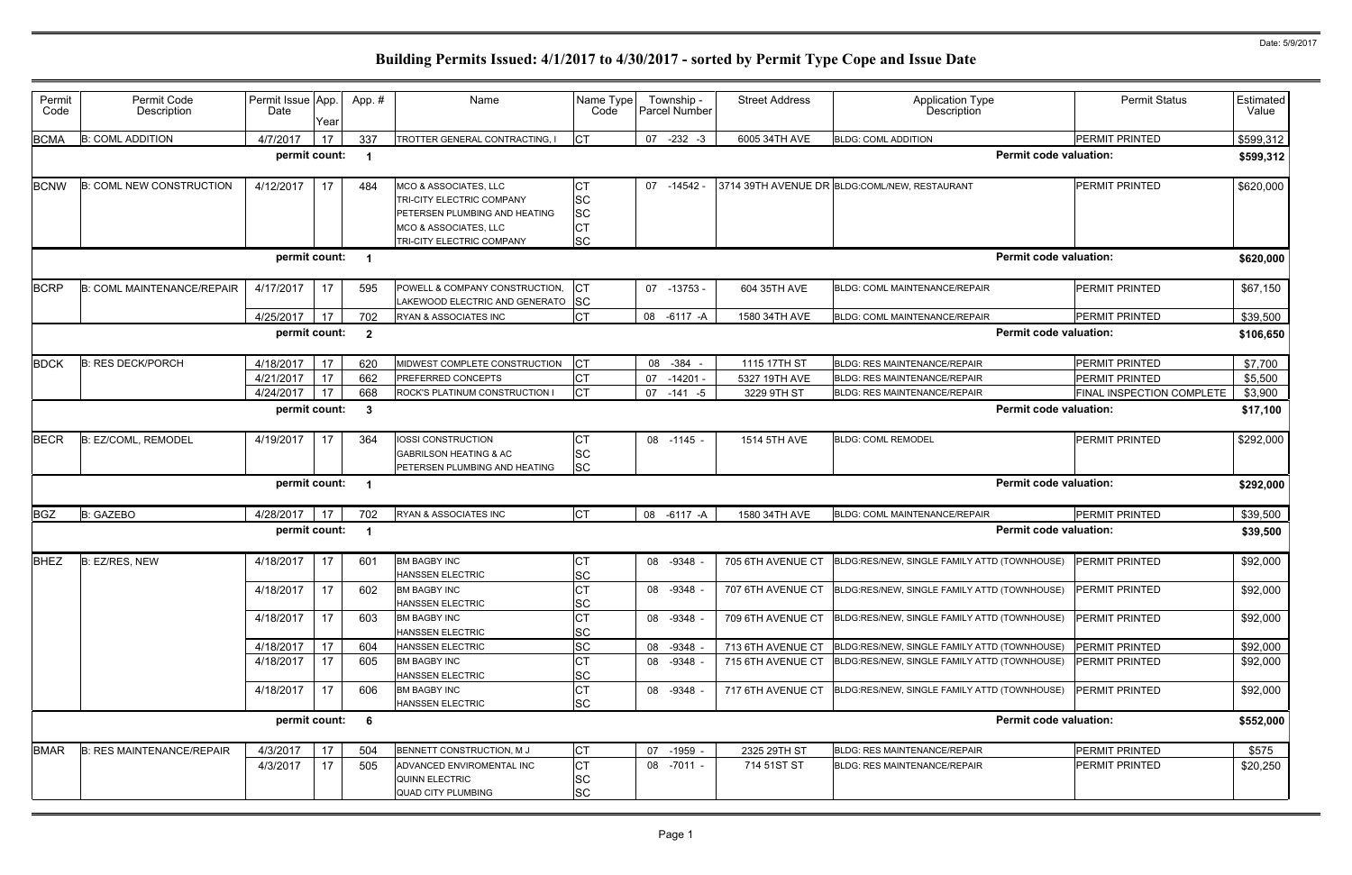Date: 5/9/2017

# Building Permits Issued: 4/1/2017 to 4/30/2017 - sorted by Permit Type Cope and Issue Date

| Permit Code | Permit Code Description | Permit Issue Date | App. Year | App. # | Name | Name Type Code | Township - Parcel Number | Street Address | Application Type Description | Permit Status | Estimated Value |
|---|---|---|---|---|---|---|---|---|---|---|---|
| BCMA | B: COML ADDITION | 4/7/2017 | 17 | 337 | TROTTER GENERAL CONTRACTING, I | CT | 07 -232 -3 | 6005 34TH AVE | BLDG: COML ADDITION | PERMIT PRINTED | $599,312 |
| | | permit count: | | 1 | | | | | | Permit code valuation: | $599,312 |
| BCNW | B: COML NEW CONSTRUCTION | 4/12/2017 | 17 | 484 | MCO & ASSOCIATES, LLC<br>TRI-CITY ELECTRIC COMPANY<br>PETERSEN PLUMBING AND HEATING<br>MCO & ASSOCIATES, LLC<br>TRI-CITY ELECTRIC COMPANY | CT<br>SC<br>SC<br>CT<br>SC | 07 -14542 - | 3714 39TH AVENUE DR | BLDG:COML/NEW, RESTAURANT | PERMIT PRINTED | $620,000 |
| | | permit count: | | 1 | | | | | | Permit code valuation: | $620,000 |
| BCRP | B: COML MAINTENANCE/REPAIR | 4/17/2017 | 17 | 595 | POWELL & COMPANY CONSTRUCTION,<br>LAKEWOOD ELECTRIC AND GENERATO | CT<br>SC | 07 -13753 - | 604 35TH AVE | BLDG: COML MAINTENANCE/REPAIR | PERMIT PRINTED | $67,150 |
| | | 4/25/2017 | 17 | 702 | RYAN & ASSOCIATES INC | CT | 08 -6117 -A | 1580 34TH AVE | BLDG: COML MAINTENANCE/REPAIR | PERMIT PRINTED | $39,500 |
| | | permit count: | | 2 | | | | | | Permit code valuation: | $106,650 |
| BDCK | B: RES DECK/PORCH | 4/18/2017 | 17 | 620 | MIDWEST COMPLETE CONSTRUCTION | CT | 08 -384 - | 1115 17TH ST | BLDG: RES MAINTENANCE/REPAIR | PERMIT PRINTED | $7,700 |
| | | 4/21/2017 | 17 | 662 | PREFERRED CONCEPTS | CT | 07 -14201 - | 5327 19TH AVE | BLDG: RES MAINTENANCE/REPAIR | PERMIT PRINTED | $5,500 |
| | | 4/24/2017 | 17 | 668 | ROCK'S PLATINUM CONSTRUCTION I | CT | 07 -141 -5 | 3229 9TH ST | BLDG: RES MAINTENANCE/REPAIR | FINAL INSPECTION COMPLETE | $3,900 |
| | | permit count: | | 3 | | | | | | Permit code valuation: | $17,100 |
| BECR | B: EZ/COML, REMODEL | 4/19/2017 | 17 | 364 | IOSSI CONSTRUCTION<br>GABRILSON HEATING & AC<br>PETERSEN PLUMBING AND HEATING | CT<br>SC<br>SC | 08 -1145 - | 1514 5TH AVE | BLDG: COML REMODEL | PERMIT PRINTED | $292,000 |
| | | permit count: | | 1 | | | | | | Permit code valuation: | $292,000 |
| BGZ | B: GAZEBO | 4/28/2017 | 17 | 702 | RYAN & ASSOCIATES INC | CT | 08 -6117 -A | 1580 34TH AVE | BLDG: COML MAINTENANCE/REPAIR | PERMIT PRINTED | $39,500 |
| | | permit count: | | 1 | | | | | | Permit code valuation: | $39,500 |
| BHEZ | B: EZ/RES, NEW | 4/18/2017 | 17 | 601 | BM BAGBY INC<br>HANSSEN ELECTRIC | CT<br>SC | 08 -9348 - | 705 6TH AVENUE CT | BLDG:RES/NEW, SINGLE FAMILY ATTD (TOWNHOUSE) | PERMIT PRINTED | $92,000 |
| | | 4/18/2017 | 17 | 602 | BM BAGBY INC<br>HANSSEN ELECTRIC | CT<br>SC | 08 -9348 - | 707 6TH AVENUE CT | BLDG:RES/NEW, SINGLE FAMILY ATTD (TOWNHOUSE) | PERMIT PRINTED | $92,000 |
| | | 4/18/2017 | 17 | 603 | BM BAGBY INC<br>HANSSEN ELECTRIC | CT<br>SC | 08 -9348 - | 709 6TH AVENUE CT | BLDG:RES/NEW, SINGLE FAMILY ATTD (TOWNHOUSE) | PERMIT PRINTED | $92,000 |
| | | 4/18/2017 | 17 | 604 | HANSSEN ELECTRIC | SC | 08 -9348 - | 713 6TH AVENUE CT | BLDG:RES/NEW, SINGLE FAMILY ATTD (TOWNHOUSE) | PERMIT PRINTED | $92,000 |
| | | 4/18/2017 | 17 | 605 | BM BAGBY INC<br>HANSSEN ELECTRIC | CT<br>SC | 08 -9348 - | 715 6TH AVENUE CT | BLDG:RES/NEW, SINGLE FAMILY ATTD (TOWNHOUSE) | PERMIT PRINTED | $92,000 |
| | | 4/18/2017 | 17 | 606 | BM BAGBY INC<br>HANSSEN ELECTRIC | CT<br>SC | 08 -9348 - | 717 6TH AVENUE CT | BLDG:RES/NEW, SINGLE FAMILY ATTD (TOWNHOUSE) | PERMIT PRINTED | $92,000 |
| | | permit count: | | 6 | | | | | | Permit code valuation: | $552,000 |
| BMAR | B: RES MAINTENANCE/REPAIR | 4/3/2017 | 17 | 504 | BENNETT CONSTRUCTION, M J | CT | 07 -1959 - | 2325 29TH ST | BLDG: RES MAINTENANCE/REPAIR | PERMIT PRINTED | $575 |
| | | 4/3/2017 | 17 | 505 | ADVANCED ENVIROMENTAL INC<br>QUINN ELECTRIC<br>QUAD CITY PLUMBING | CT<br>SC<br>SC | 08 -7011 - | 714 51ST ST | BLDG: RES MAINTENANCE/REPAIR | PERMIT PRINTED | $20,250 |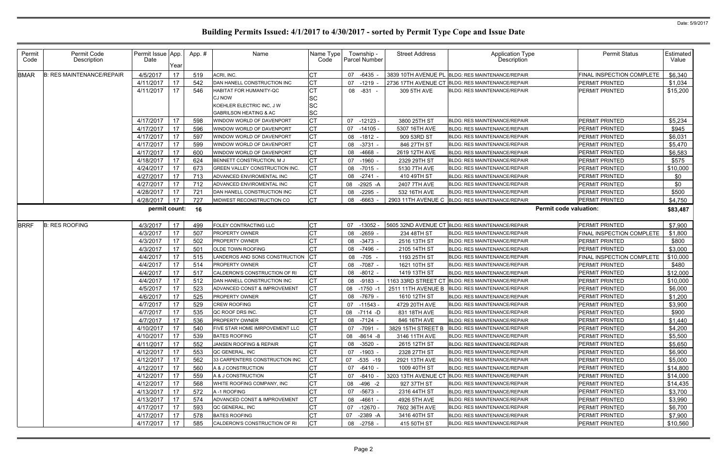# Building Permits Issued: 4/1/2017 to 4/30/2017 - sorted by Permit Type Cope and Issue Date

Date: 5/9/2017

| Permit Code | Permit Code Description | Permit Issue Date | App. Year | App. # | Name | Name Type Code | Township - Parcel Number | Street Address | Application Type Description | Permit Status | Estimated Value |
|---|---|---|---|---|---|---|---|---|---|---|---|
| BMAR | B: RES MAINTENANCE/REPAIR | 4/5/2017 | 17 | 519 | ACRI, INC. | CT | 07 -6435 - | 3839 10TH AVENUE PL | BLDG: RES MAINTENANCE/REPAIR | FINAL INSPECTION COMPLETE | $6,340 |
| | | 4/11/2017 | 17 | 542 | DAN HANELL CONSTRUCTION INC | CT | 07 -1219 - | 2736 17TH AVENUE CT | BLDG: RES MAINTENANCE/REPAIR | PERMIT PRINTED | $1,034 |
| | | 4/11/2017 | 17 | 546 | HABITAT FOR HUMANITY-QC | CT | 08 -831 - | 309 5TH AVE | BLDG: RES MAINTENANCE/REPAIR | PERMIT PRINTED | $15,200 |
| | | | | | CJ NOW | SC | | | | | |
| | | | | | KOEHLER ELECTRIC INC, J W | SC | | | | | |
| | | | | | GABRILSON HEATING & AC | SC | | | | | |
| | | 4/17/2017 | 17 | 598 | WINDOW WORLD OF DAVENPORT | CT | 07 -12123 - | 3800 25TH ST | BLDG: RES MAINTENANCE/REPAIR | PERMIT PRINTED | $5,234 |
| | | 4/17/2017 | 17 | 596 | WINDOW WORLD OF DAVENPORT | CT | 07 -14105 - | 5307 16TH AVE | BLDG: RES MAINTENANCE/REPAIR | PERMIT PRINTED | $945 |
| | | 4/17/2017 | 17 | 597 | WINDOW WORLD OF DAVENPORT | CT | 08 -1812 - | 909 53RD ST | BLDG: RES MAINTENANCE/REPAIR | PERMIT PRINTED | $6,031 |
| | | 4/17/2017 | 17 | 599 | WINDOW WORLD OF DAVENPORT | CT | 08 -3731 - | 846 27TH ST | BLDG: RES MAINTENANCE/REPAIR | PERMIT PRINTED | $5,470 |
| | | 4/17/2017 | 17 | 600 | WINDOW WORLD OF DAVENPORT | CT | 08 -4668 - | 2619 12TH AVE | BLDG: RES MAINTENANCE/REPAIR | PERMIT PRINTED | $6,583 |
| | | 4/18/2017 | 17 | 624 | BENNETT CONSTRUCTION, M J | CT | 07 -1960 - | 2329 29TH ST | BLDG: RES MAINTENANCE/REPAIR | PERMIT PRINTED | $575 |
| | | 4/24/2017 | 17 | 673 | GREEN VALLEY CONSTRUCTION INC. | CT | 08 -7015 - | 5130 7TH AVE | BLDG: RES MAINTENANCE/REPAIR | PERMIT PRINTED | $10,000 |
| | | 4/27/2017 | 17 | 713 | ADVANCED ENVIROMENTAL INC | CT | 08 -2741 - | 410 49TH ST | BLDG: RES MAINTENANCE/REPAIR | PERMIT PRINTED | $0 |
| | | 4/27/2017 | 17 | 712 | ADVANCED ENVIROMENTAL INC | CT | 08 -2925 -A | 2407 7TH AVE | BLDG: RES MAINTENANCE/REPAIR | PERMIT PRINTED | $0 |
| | | 4/28/2017 | 17 | 721 | DAN HANELL CONSTRUCTION INC | CT | 08 -2295 - | 532 16TH AVE | BLDG: RES MAINTENANCE/REPAIR | PERMIT PRINTED | $500 |
| | | 4/28/2017 | 17 | 727 | MIDWEST RECONSTRUCTION CO | CT | 08 -6663 - | 2903 11TH AVENUE C | BLDG: RES MAINTENANCE/REPAIR | PERMIT PRINTED | $4,750 |
| | | permit count: | | 16 | | | | | Permit code valuation: | | $83,487 |
| BRRF | B: RES ROOFING | 4/3/2017 | 17 | 499 | FOLEY CONTRACTING LLC | CT | 07 -13052 - | 5605 32ND AVENUE CT | BLDG: RES MAINTENANCE/REPAIR | PERMIT PRINTED | $7,900 |
| | | 4/3/2017 | 17 | 507 | PROPERTY OWNER | CT | 08 -2659 - | 234 48TH ST | BLDG: RES MAINTENANCE/REPAIR | FINAL INSPECTION COMPLETE | $1,800 |
| | | 4/3/2017 | 17 | 502 | PROPERTY OWNER | CT | 08 -3473 - | 2516 13TH ST | BLDG: RES MAINTENANCE/REPAIR | PERMIT PRINTED | $800 |
| | | 4/3/2017 | 17 | 501 | OLDE TOWN ROOFING | CT | 08 -7496 - | 2105 14TH ST | BLDG: RES MAINTENANCE/REPAIR | PERMIT PRINTED | $3,000 |
| | | 4/4/2017 | 17 | 515 | LANDEROS AND SONS CONSTRUCTION | CT | 08 -705 - | 1193 25TH ST | BLDG: RES MAINTENANCE/REPAIR | FINAL INSPECTION COMPLETE | $10,000 |
| | | 4/4/2017 | 17 | 514 | PROPERTY OWNER | CT | 08 -7087 - | 1621 10TH ST | BLDG: RES MAINTENANCE/REPAIR | PERMIT PRINTED | $480 |
| | | 4/4/2017 | 17 | 517 | CALDERON'S CONSTRUCTION OF RI | CT | 08 -8012 - | 1419 13TH ST | BLDG: RES MAINTENANCE/REPAIR | PERMIT PRINTED | $12,000 |
| | | 4/4/2017 | 17 | 512 | DAN HANELL CONSTRUCTION INC | CT | 08 -9183 - | 1163 33RD STREET CT | BLDG: RES MAINTENANCE/REPAIR | PERMIT PRINTED | $10,000 |
| | | 4/5/2017 | 17 | 523 | ADVANCED CONST & IMPROVEMENT | CT | 08 -1750 -1 | 2511 11TH AVENUE B | BLDG: RES MAINTENANCE/REPAIR | PERMIT PRINTED | $6,000 |
| | | 4/6/2017 | 17 | 525 | PROPERTY OWNER | CT | 08 -7679 - | 1610 12TH ST | BLDG: RES MAINTENANCE/REPAIR | PERMIT PRINTED | $1,200 |
| | | 4/7/2017 | 17 | 529 | CREW ROOFING | CT | 07 -11543 - | 4729 20TH AVE | BLDG: RES MAINTENANCE/REPAIR | PERMIT PRINTED | $3,900 |
| | | 4/7/2017 | 17 | 535 | QC ROOF DRS INC. | CT | 08 -7114 -D | 831 18TH AVE | BLDG: RES MAINTENANCE/REPAIR | PERMIT PRINTED | $900 |
| | | 4/7/2017 | 17 | 536 | PROPERTY OWNER | CT | 08 -7124 - | 846 16TH AVE | BLDG: RES MAINTENANCE/REPAIR | PERMIT PRINTED | $1,440 |
| | | 4/10/2017 | 17 | 540 | FIVE STAR HOME IMRPOVEMENT LLC | CT | 07 -7091 - | 3829 15TH STREET B | BLDG: RES MAINTENANCE/REPAIR | PERMIT PRINTED | $4,200 |
| | | 4/10/2017 | 17 | 539 | BATES ROOFING | CT | 08 -8614 -8 | 3146 11TH AVE | BLDG: RES MAINTENANCE/REPAIR | PERMIT PRINTED | $5,500 |
| | | 4/11/2017 | 17 | 552 | JANSEN ROOFING & REPAIR | CT | 08 -3520 - | 2615 12TH ST | BLDG: RES MAINTENANCE/REPAIR | PERMIT PRINTED | $5,650 |
| | | 4/12/2017 | 17 | 553 | QC GENERAL, INC | CT | 07 -1903 - | 2328 27TH ST | BLDG: RES MAINTENANCE/REPAIR | PERMIT PRINTED | $6,900 |
| | | 4/12/2017 | 17 | 562 | 33 CARPENTERS CONSTRUCTION INC | CT | 07 -535 -19 | 2921 13TH AVE | BLDG: RES MAINTENANCE/REPAIR | PERMIT PRINTED | $5,000 |
| | | 4/12/2017 | 17 | 560 | A & J CONSTRUCTION | CT | 07 -6410 - | 1009 40TH ST | BLDG: RES MAINTENANCE/REPAIR | PERMIT PRINTED | $14,800 |
| | | 4/12/2017 | 17 | 559 | A & J CONSTRUCTION | CT | 07 -8410 - | 3203 13TH AVENUE CT | BLDG: RES MAINTENANCE/REPAIR | PERMIT PRINTED | $14,000 |
| | | 4/12/2017 | 17 | 568 | WHITE ROOFING COMPANY, INC | CT | 08 -496 -2 | 927 37TH ST | BLDG: RES MAINTENANCE/REPAIR | PERMIT PRINTED | $14,435 |
| | | 4/13/2017 | 17 | 572 | A -1 ROOFING | CT | 07 -5673 - | 2316 44TH ST | BLDG: RES MAINTENANCE/REPAIR | PERMIT PRINTED | $3,700 |
| | | 4/13/2017 | 17 | 574 | ADVANCED CONST & IMPROVEMENT | CT | 08 -4661 - | 4926 5TH AVE | BLDG: RES MAINTENANCE/REPAIR | PERMIT PRINTED | $3,990 |
| | | 4/17/2017 | 17 | 593 | QC GENERAL, INC | CT | 07 -12670 - | 7602 36TH AVE | BLDG: RES MAINTENANCE/REPAIR | PERMIT PRINTED | $6,700 |
| | | 4/17/2017 | 17 | 578 | BATES ROOFING | CT | 07 -2389 -A | 3416 40TH ST | BLDG: RES MAINTENANCE/REPAIR | PERMIT PRINTED | $7,900 |
| | | 4/17/2017 | 17 | 585 | CALDERON'S CONSTRUCTION OF RI | CT | 08 -2758 - | 415 50TH ST | BLDG: RES MAINTENANCE/REPAIR | PERMIT PRINTED | $10,560 |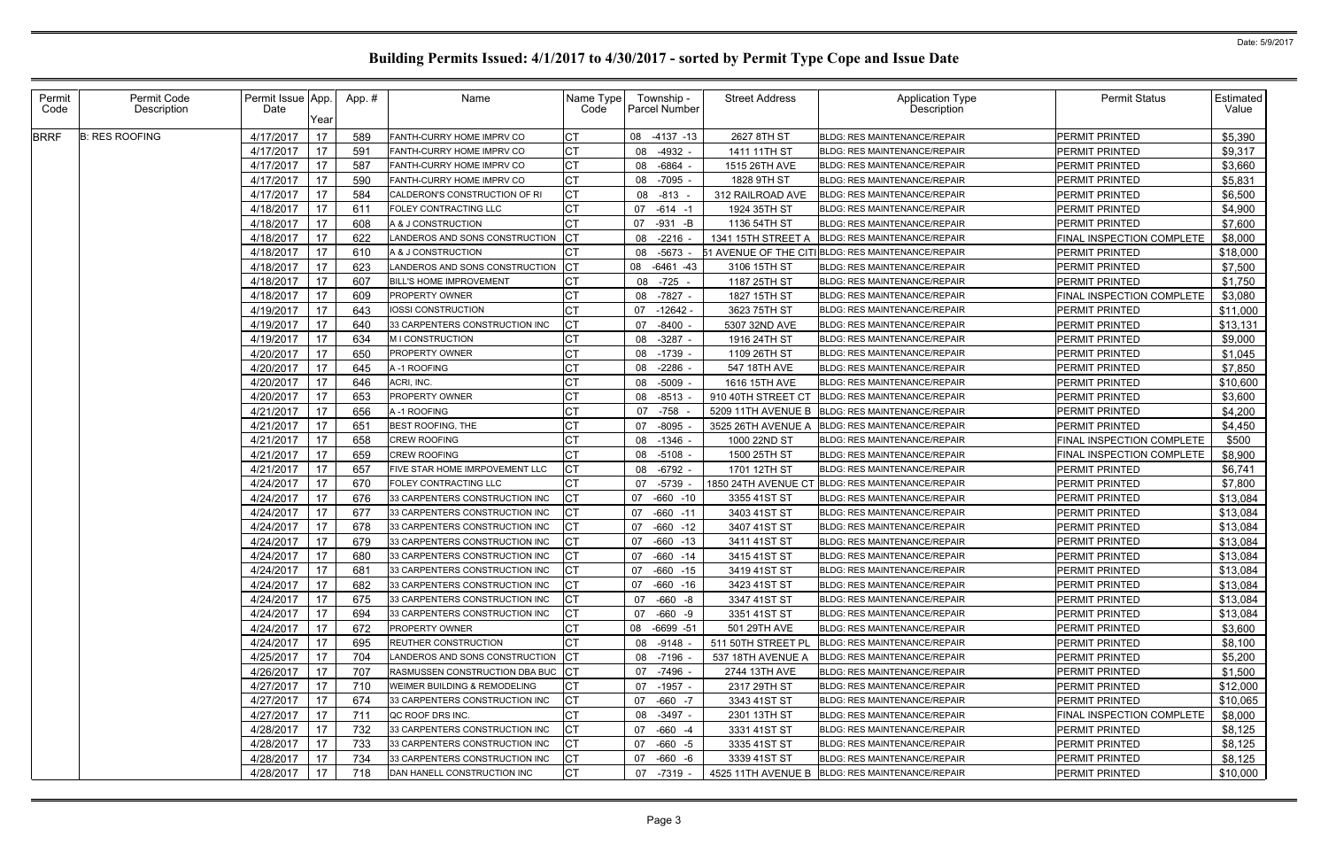# Building Permits Issued: 4/1/2017 to 4/30/2017 - sorted by Permit Type Cope and Issue Date

Date: 5/9/2017

| Permit Code | Permit Code Description | Permit Issue Date | App. Year | App. # | Name | Name Type Code | Township - Parcel Number | Street Address | Application Type Description | Permit Status | Estimated Value |
|---|---|---|---|---|---|---|---|---|---|---|---|
| BRRF | B: RES ROOFING | 4/17/2017 | 17 | 589 | FANTH-CURRY HOME IMPRV CO | CT | 08 -4137 -13 | 2627 8TH ST | BLDG: RES MAINTENANCE/REPAIR | PERMIT PRINTED | $5,390 |
| | | 4/17/2017 | 17 | 591 | FANTH-CURRY HOME IMPRV CO | CT | 08 -4932 - | 1411 11TH ST | BLDG: RES MAINTENANCE/REPAIR | PERMIT PRINTED | $9,317 |
| | | 4/17/2017 | 17 | 587 | FANTH-CURRY HOME IMPRV CO | CT | 08 -6864 - | 1515 26TH AVE | BLDG: RES MAINTENANCE/REPAIR | PERMIT PRINTED | $3,660 |
| | | 4/17/2017 | 17 | 590 | FANTH-CURRY HOME IMPRV CO | CT | 08 -7095 - | 1828 9TH ST | BLDG: RES MAINTENANCE/REPAIR | PERMIT PRINTED | $5,831 |
| | | 4/17/2017 | 17 | 584 | CALDERON'S CONSTRUCTION OF RI | CT | 08 -813 - | 312 RAILROAD AVE | BLDG: RES MAINTENANCE/REPAIR | PERMIT PRINTED | $6,500 |
| | | 4/18/2017 | 17 | 611 | FOLEY CONTRACTING LLC | CT | 07 -614 -1 | 1924 35TH ST | BLDG: RES MAINTENANCE/REPAIR | PERMIT PRINTED | $4,900 |
| | | 4/18/2017 | 17 | 608 | A & J CONSTRUCTION | CT | 07 -931 -B | 1136 54TH ST | BLDG: RES MAINTENANCE/REPAIR | PERMIT PRINTED | $7,600 |
| | | 4/18/2017 | 17 | 622 | LANDEROS AND SONS CONSTRUCTION | CT | 08 -2216 - | 1341 15TH STREET A | BLDG: RES MAINTENANCE/REPAIR | FINAL INSPECTION COMPLETE | $8,000 |
| | | 4/18/2017 | 17 | 610 | A & J CONSTRUCTION | CT | 08 -5673 - | 51 AVENUE OF THE CITI | BLDG: RES MAINTENANCE/REPAIR | PERMIT PRINTED | $18,000 |
| | | 4/18/2017 | 17 | 623 | LANDEROS AND SONS CONSTRUCTION | CT | 08 -6461 -43 | 3106 15TH ST | BLDG: RES MAINTENANCE/REPAIR | PERMIT PRINTED | $7,500 |
| | | 4/18/2017 | 17 | 607 | BILL'S HOME IMPROVEMENT | CT | 08 -725 - | 1187 25TH ST | BLDG: RES MAINTENANCE/REPAIR | PERMIT PRINTED | $1,750 |
| | | 4/18/2017 | 17 | 609 | PROPERTY OWNER | CT | 08 -7827 - | 1827 15TH ST | BLDG: RES MAINTENANCE/REPAIR | FINAL INSPECTION COMPLETE | $3,080 |
| | | 4/19/2017 | 17 | 643 | IOSSI CONSTRUCTION | CT | 07 -12642 - | 3623 75TH ST | BLDG: RES MAINTENANCE/REPAIR | PERMIT PRINTED | $11,000 |
| | | 4/19/2017 | 17 | 640 | 33 CARPENTERS CONSTRUCTION INC | CT | 07 -8400 - | 5307 32ND AVE | BLDG: RES MAINTENANCE/REPAIR | PERMIT PRINTED | $13,131 |
| | | 4/19/2017 | 17 | 634 | M I CONSTRUCTION | CT | 08 -3287 - | 1916 24TH ST | BLDG: RES MAINTENANCE/REPAIR | PERMIT PRINTED | $9,000 |
| | | 4/20/2017 | 17 | 650 | PROPERTY OWNER | CT | 08 -1739 - | 1109 26TH ST | BLDG: RES MAINTENANCE/REPAIR | PERMIT PRINTED | $1,045 |
| | | 4/20/2017 | 17 | 645 | A -1 ROOFING | CT | 08 -2286 - | 547 18TH AVE | BLDG: RES MAINTENANCE/REPAIR | PERMIT PRINTED | $7,850 |
| | | 4/20/2017 | 17 | 646 | ACRI, INC. | CT | 08 -5009 - | 1616 15TH AVE | BLDG: RES MAINTENANCE/REPAIR | PERMIT PRINTED | $10,600 |
| | | 4/20/2017 | 17 | 653 | PROPERTY OWNER | CT | 08 -8513 - | 910 40TH STREET CT | BLDG: RES MAINTENANCE/REPAIR | PERMIT PRINTED | $3,600 |
| | | 4/21/2017 | 17 | 656 | A -1 ROOFING | CT | 07 -758 - | 5209 11TH AVENUE B | BLDG: RES MAINTENANCE/REPAIR | PERMIT PRINTED | $4,200 |
| | | 4/21/2017 | 17 | 651 | BEST ROOFING, THE | CT | 07 -8095 - | 3525 26TH AVENUE A | BLDG: RES MAINTENANCE/REPAIR | PERMIT PRINTED | $4,450 |
| | | 4/21/2017 | 17 | 658 | CREW ROOFING | CT | 08 -1346 - | 1000 22ND ST | BLDG: RES MAINTENANCE/REPAIR | FINAL INSPECTION COMPLETE | $500 |
| | | 4/21/2017 | 17 | 659 | CREW ROOFING | CT | 08 -5108 - | 1500 25TH ST | BLDG: RES MAINTENANCE/REPAIR | FINAL INSPECTION COMPLETE | $8,900 |
| | | 4/21/2017 | 17 | 657 | FIVE STAR HOME IMRPOVEMENT LLC | CT | 08 -6792 - | 1701 12TH ST | BLDG: RES MAINTENANCE/REPAIR | PERMIT PRINTED | $6,741 |
| | | 4/24/2017 | 17 | 670 | FOLEY CONTRACTING LLC | CT | 07 -5739 - | 1850 24TH AVENUE CT | BLDG: RES MAINTENANCE/REPAIR | PERMIT PRINTED | $7,800 |
| | | 4/24/2017 | 17 | 676 | 33 CARPENTERS CONSTRUCTION INC | CT | 07 -660 -10 | 3355 41ST ST | BLDG: RES MAINTENANCE/REPAIR | PERMIT PRINTED | $13,084 |
| | | 4/24/2017 | 17 | 677 | 33 CARPENTERS CONSTRUCTION INC | CT | 07 -660 -11 | 3403 41ST ST | BLDG: RES MAINTENANCE/REPAIR | PERMIT PRINTED | $13,084 |
| | | 4/24/2017 | 17 | 678 | 33 CARPENTERS CONSTRUCTION INC | CT | 07 -660 -12 | 3407 41ST ST | BLDG: RES MAINTENANCE/REPAIR | PERMIT PRINTED | $13,084 |
| | | 4/24/2017 | 17 | 679 | 33 CARPENTERS CONSTRUCTION INC | CT | 07 -660 -13 | 3411 41ST ST | BLDG: RES MAINTENANCE/REPAIR | PERMIT PRINTED | $13,084 |
| | | 4/24/2017 | 17 | 680 | 33 CARPENTERS CONSTRUCTION INC | CT | 07 -660 -14 | 3415 41ST ST | BLDG: RES MAINTENANCE/REPAIR | PERMIT PRINTED | $13,084 |
| | | 4/24/2017 | 17 | 681 | 33 CARPENTERS CONSTRUCTION INC | CT | 07 -660 -15 | 3419 41ST ST | BLDG: RES MAINTENANCE/REPAIR | PERMIT PRINTED | $13,084 |
| | | 4/24/2017 | 17 | 682 | 33 CARPENTERS CONSTRUCTION INC | CT | 07 -660 -16 | 3423 41ST ST | BLDG: RES MAINTENANCE/REPAIR | PERMIT PRINTED | $13,084 |
| | | 4/24/2017 | 17 | 675 | 33 CARPENTERS CONSTRUCTION INC | CT | 07 -660 -8 | 3347 41ST ST | BLDG: RES MAINTENANCE/REPAIR | PERMIT PRINTED | $13,084 |
| | | 4/24/2017 | 17 | 694 | 33 CARPENTERS CONSTRUCTION INC | CT | 07 -660 -9 | 3351 41ST ST | BLDG: RES MAINTENANCE/REPAIR | PERMIT PRINTED | $13,084 |
| | | 4/24/2017 | 17 | 672 | PROPERTY OWNER | CT | 08 -6699 -51 | 501 29TH AVE | BLDG: RES MAINTENANCE/REPAIR | PERMIT PRINTED | $3,600 |
| | | 4/24/2017 | 17 | 695 | REUTHER CONSTRUCTION | CT | 08 -9148 - | 511 50TH STREET PL | BLDG: RES MAINTENANCE/REPAIR | PERMIT PRINTED | $8,100 |
| | | 4/25/2017 | 17 | 704 | LANDEROS AND SONS CONSTRUCTION | CT | 08 -7196 - | 537 18TH AVENUE A | BLDG: RES MAINTENANCE/REPAIR | PERMIT PRINTED | $5,200 |
| | | 4/26/2017 | 17 | 707 | RASMUSSEN CONSTRUCTION DBA BUC | CT | 07 -7496 - | 2744 13TH AVE | BLDG: RES MAINTENANCE/REPAIR | PERMIT PRINTED | $1,500 |
| | | 4/27/2017 | 17 | 710 | WEIMER BUILDING & REMODELING | CT | 07 -1957 - | 2317 29TH ST | BLDG: RES MAINTENANCE/REPAIR | PERMIT PRINTED | $12,000 |
| | | 4/27/2017 | 17 | 674 | 33 CARPENTERS CONSTRUCTION INC | CT | 07 -660 -7 | 3343 41ST ST | BLDG: RES MAINTENANCE/REPAIR | PERMIT PRINTED | $10,065 |
| | | 4/27/2017 | 17 | 711 | QC ROOF DRS INC. | CT | 08 -3497 - | 2301 13TH ST | BLDG: RES MAINTENANCE/REPAIR | FINAL INSPECTION COMPLETE | $8,000 |
| | | 4/28/2017 | 17 | 732 | 33 CARPENTERS CONSTRUCTION INC | CT | 07 -660 -4 | 3331 41ST ST | BLDG: RES MAINTENANCE/REPAIR | PERMIT PRINTED | $8,125 |
| | | 4/28/2017 | 17 | 733 | 33 CARPENTERS CONSTRUCTION INC | CT | 07 -660 -5 | 3335 41ST ST | BLDG: RES MAINTENANCE/REPAIR | PERMIT PRINTED | $8,125 |
| | | 4/28/2017 | 17 | 734 | 33 CARPENTERS CONSTRUCTION INC | CT | 07 -660 -6 | 3339 41ST ST | BLDG: RES MAINTENANCE/REPAIR | PERMIT PRINTED | $8,125 |
| | | 4/28/2017 | 17 | 718 | DAN HANELL CONSTRUCTION INC | CT | 07 -7319 - | 4525 11TH AVENUE B | BLDG: RES MAINTENANCE/REPAIR | PERMIT PRINTED | $10,000 |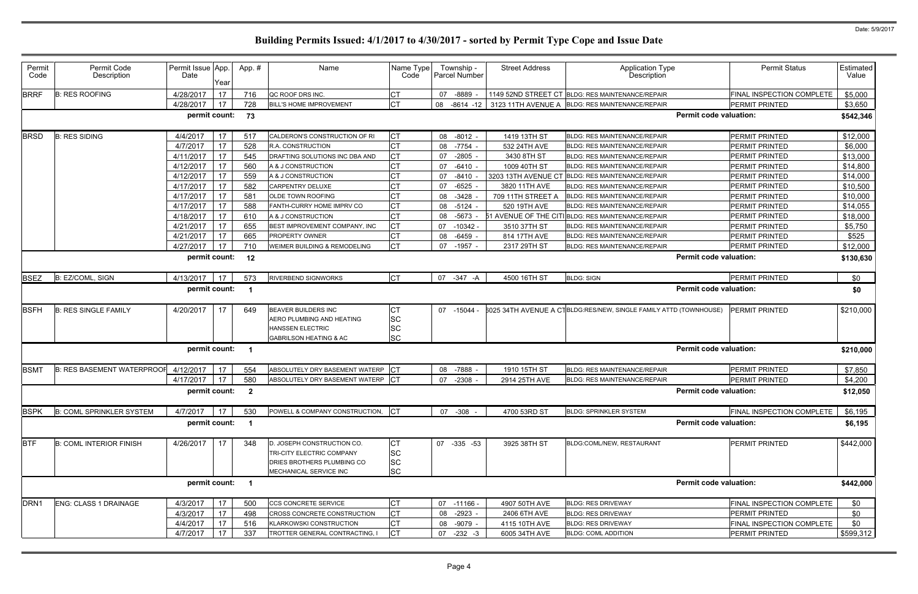# Building Permits Issued: 4/1/2017 to 4/30/2017 - sorted by Permit Type Cope and Issue Date

| Permit Code | Permit Code Description | Permit Issue Date | App. Year | Appl. # | Name | Name Type Code | Township - Parcel Number | Street Address | Application Type Description | Permit Status | Estimated Value |
|---|---|---|---|---|---|---|---|---|---|---|---|
| BRRF | B: RES ROOFING | 4/28/2017 | 17 | 716 | QC ROOF DRS INC. | CT | 07 -8889 - | 1149 52ND STREET CT | BLDG: RES MAINTENANCE/REPAIR | FINAL INSPECTION COMPLETE | $5,000 |
| | | 4/28/2017 | 17 | 728 | BILL'S HOME IMPROVEMENT | CT | 08 -8614 -12 | 3123 11TH AVENUE A | BLDG: RES MAINTENANCE/REPAIR | PERMIT PRINTED | $3,650 |
| | | permit count: | | 73 | | | | | | Permit code valuation: | $542,346 |
| BRSD | B: RES SIDING | 4/4/2017 | 17 | 517 | CALDERON'S CONSTRUCTION OF RI | CT | 08 -8012 - | 1419 13TH ST | BLDG: RES MAINTENANCE/REPAIR | PERMIT PRINTED | $12,000 |
| | | 4/7/2017 | 17 | 528 | R.A. CONSTRUCTION | CT | 08 -7754 - | 532 24TH AVE | BLDG: RES MAINTENANCE/REPAIR | PERMIT PRINTED | $6,000 |
| | | 4/11/2017 | 17 | 545 | DRAFTING SOLUTIONS INC DBA AND | CT | 07 -2805 - | 3430 8TH ST | BLDG: RES MAINTENANCE/REPAIR | PERMIT PRINTED | $13,000 |
| | | 4/12/2017 | 17 | 560 | A & J CONSTRUCTION | CT | 07 -6410 - | 1009 40TH ST | BLDG: RES MAINTENANCE/REPAIR | PERMIT PRINTED | $14,800 |
| | | 4/12/2017 | 17 | 559 | A & J CONSTRUCTION | CT | 07 -8410 - | 3203 13TH AVENUE CT | BLDG: RES MAINTENANCE/REPAIR | PERMIT PRINTED | $14,000 |
| | | 4/17/2017 | 17 | 582 | CARPENTRY DELUXE | CT | 07 -6525 - | 3820 11TH AVE | BLDG: RES MAINTENANCE/REPAIR | PERMIT PRINTED | $10,500 |
| | | 4/17/2017 | 17 | 581 | OLDE TOWN ROOFING | CT | 08 -3428 - | 709 11TH STREET A | BLDG: RES MAINTENANCE/REPAIR | PERMIT PRINTED | $10,000 |
| | | 4/17/2017 | 17 | 588 | FANTH-CURRY HOME IMPRV CO | CT | 08 -5124 - | 520 19TH AVE | BLDG: RES MAINTENANCE/REPAIR | PERMIT PRINTED | $14,055 |
| | | 4/18/2017 | 17 | 610 | A & J CONSTRUCTION | CT | 08 -5673 - | 51 AVENUE OF THE CITI | BLDG: RES MAINTENANCE/REPAIR | PERMIT PRINTED | $18,000 |
| | | 4/21/2017 | 17 | 655 | BEST IMPROVEMENT COMPANY, INC | CT | 07 -10342 - | 3510 37TH ST | BLDG: RES MAINTENANCE/REPAIR | PERMIT PRINTED | $5,750 |
| | | 4/21/2017 | 17 | 665 | PROPERTY OWNER | CT | 08 -6459 - | 814 17TH AVE | BLDG: RES MAINTENANCE/REPAIR | PERMIT PRINTED | $525 |
| | | 4/27/2017 | 17 | 710 | WEIMER BUILDING & REMODELING | CT | 07 -1957 - | 2317 29TH ST | BLDG: RES MAINTENANCE/REPAIR | PERMIT PRINTED | $12,000 |
| | | permit count: | | 12 | | | | | | Permit code valuation: | $130,630 |
| BSEZ | B: EZ/COML, SIGN | 4/13/2017 | 17 | 573 | RIVERBEND SIGNWORKS | CT | 07 -347 -A | 4500 16TH ST | BLDG: SIGN | PERMIT PRINTED | $0 |
| | | permit count: | | 1 | | | | | | Permit code valuation: | $0 |
| BSFH | B: RES SINGLE FAMILY | 4/20/2017 | 17 | 649 | BEAVER BUILDERS INC | CT | 07 -15044 - | 6025 34TH AVENUE A CT | BLDG:RES/NEW, SINGLE FAMILY ATTD (TOWNHOUSE) | PERMIT PRINTED | $210,000 |
| | | | | | AERO PLUMBING AND HEATING | SC | | | | | |
| | | | | | HANSSEN ELECTRIC | SC | | | | | |
| | | | | | GABRILSON HEATING & AC | SC | | | | | |
| | | permit count: | | 1 | | | | | | Permit code valuation: | $210,000 |
| BSMT | B: RES BASEMENT WATERPROOF | 4/12/2017 | 17 | 554 | ABSOLUTELY DRY BASEMENT WATERP | CT | 08 -7888 - | 1910 15TH ST | BLDG: RES MAINTENANCE/REPAIR | PERMIT PRINTED | $7,850 |
| | | 4/17/2017 | 17 | 580 | ABSOLUTELY DRY BASEMENT WATERP | CT | 07 -2308 - | 2914 25TH AVE | BLDG: RES MAINTENANCE/REPAIR | PERMIT PRINTED | $4,200 |
| | | permit count: | | 2 | | | | | | Permit code valuation: | $12,050 |
| BSPK | B: COML SPRINKLER SYSTEM | 4/7/2017 | 17 | 530 | POWELL & COMPANY CONSTRUCTION, | CT | 07 -308 - | 4700 53RD ST | BLDG: SPRINKLER SYSTEM | FINAL INSPECTION COMPLETE | $6,195 |
| | | permit count: | | 1 | | | | | | Permit code valuation: | $6,195 |
| BTF | B: COML INTERIOR FINISH | 4/26/2017 | 17 | 348 | D. JOSEPH CONSTRUCTION CO. | CT | 07 -335 -53 | 3925 38TH ST | BLDG:COML/NEW, RESTAURANT | PERMIT PRINTED | $442,000 |
| | | | | | TRI-CITY ELECTRIC COMPANY | SC | | | | | |
| | | | | | DRIES BROTHERS PLUMBING CO | SC | | | | | |
| | | | | | MECHANICAL SERVICE INC | SC | | | | | |
| | | permit count: | | 1 | | | | | | Permit code valuation: | $442,000 |
| DRN1 | ENG: CLASS 1 DRAINAGE | 4/3/2017 | 17 | 500 | CCS CONCRETE SERVICE | CT | 07 -11166 - | 4907 50TH AVE | BLDG: RES DRIVEWAY | FINAL INSPECTION COMPLETE | $0 |
| | | 4/3/2017 | 17 | 498 | CROSS CONCRETE CONSTRUCTION | CT | 08 -2923 - | 2406 6TH AVE | BLDG: RES DRIVEWAY | PERMIT PRINTED | $0 |
| | | 4/4/2017 | 17 | 516 | KLARKOWSKI CONSTRUCTION | CT | 08 -9079 - | 4115 10TH AVE | BLDG: RES DRIVEWAY | FINAL INSPECTION COMPLETE | $0 |
| | | 4/7/2017 | 17 | 337 | TROTTER GENERAL CONTRACTING, I | CT | 07 -232 -3 | 6005 34TH AVE | BLDG: COML ADDITION | PERMIT PRINTED | $599,312 |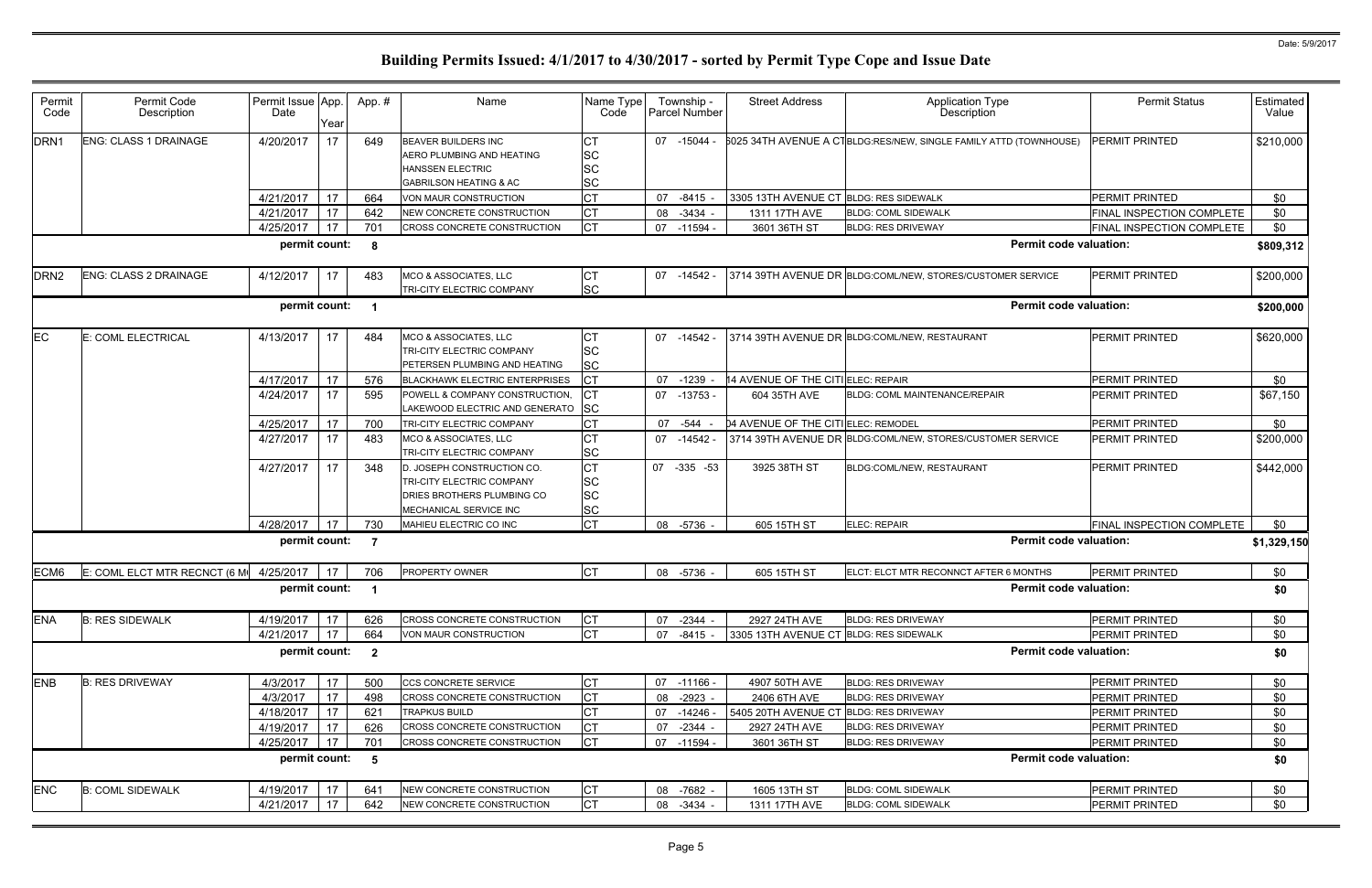# Building Permits Issued: 4/1/2017 to 4/30/2017 - sorted by Permit Type Cope and Issue Date

| Permit Code | Permit Code Description | Permit Issue Date | App. Year | App. # | Name | Name Type Code | Township - Parcel Number | Street Address | Application Type Description | Permit Status | Estimated Value |
|---|---|---|---|---|---|---|---|---|---|---|---|
| DRN1 | ENG: CLASS 1 DRAINAGE | 4/20/2017 | 17 | 649 | BEAVER BUILDERS INC<br>AERO PLUMBING AND HEATING<br>HANSSEN ELECTRIC<br>GABRILSON HEATING & AC | CT<br>SC<br>SC<br>SC | 07 -15044 - | 6025 34TH AVENUE A CT | BLDG:RES/NEW, SINGLE FAMILY ATTD (TOWNHOUSE) | PERMIT PRINTED | $210,000 |
| | | 4/21/2017 | 17 | 664 | VON MAUR CONSTRUCTION | CT | 07 -8415 - | 3305 13TH AVENUE CT | BLDG: RES SIDEWALK | PERMIT PRINTED | $0 |
| | | 4/21/2017 | 17 | 642 | NEW CONCRETE CONSTRUCTION | CT | 08 -3434 - | 1311 17TH AVE | BLDG: COML SIDEWALK | FINAL INSPECTION COMPLETE | $0 |
| | | 4/25/2017 | 17 | 701 | CROSS CONCRETE CONSTRUCTION | CT | 07 -11594 - | 3601 36TH ST | BLDG: RES DRIVEWAY | FINAL INSPECTION COMPLETE | $0 |
| | | permit count: | | 8 | | | | | Permit code valuation: | | $809,312 |
| DRN2 | ENG: CLASS 2 DRAINAGE | 4/12/2017 | 17 | 483 | MCO & ASSOCIATES, LLC<br>TRI-CITY ELECTRIC COMPANY | CT<br>SC | 07 -14542 - | 3714 39TH AVENUE DR | BLDG:COML/NEW, STORES/CUSTOMER SERVICE | PERMIT PRINTED | $200,000 |
| | | permit count: | | 1 | | | | | Permit code valuation: | | $200,000 |
| EC | E: COML ELECTRICAL | 4/13/2017 | 17 | 484 | MCO & ASSOCIATES, LLC<br>TRI-CITY ELECTRIC COMPANY<br>PETERSEN PLUMBING AND HEATING | CT<br>SC<br>SC | 07 -14542 - | 3714 39TH AVENUE DR | BLDG:COML/NEW, RESTAURANT | PERMIT PRINTED | $620,000 |
| | | 4/17/2017 | 17 | 576 | BLACKHAWK ELECTRIC ENTERPRISES | CT | 07 -1239 - | 14 AVENUE OF THE CITI | ELEC: REPAIR | PERMIT PRINTED | $0 |
| | | 4/24/2017 | 17 | 595 | POWELL & COMPANY CONSTRUCTION,<br>LAKEWOOD ELECTRIC AND GENERATO | CT<br>SC | 07 -13753 - | 604 35TH AVE | BLDG: COML MAINTENANCE/REPAIR | PERMIT PRINTED | $67,150 |
| | | 4/25/2017 | 17 | 700 | TRI-CITY ELECTRIC COMPANY | CT | 07 -544 - | 04 AVENUE OF THE CITI | ELEC: REMODEL | PERMIT PRINTED | $0 |
| | | 4/27/2017 | 17 | 483 | MCO & ASSOCIATES, LLC<br>TRI-CITY ELECTRIC COMPANY | CT<br>SC | 07 -14542 - | 3714 39TH AVENUE DR | BLDG:COML/NEW, STORES/CUSTOMER SERVICE | PERMIT PRINTED | $200,000 |
| | | 4/27/2017 | 17 | 348 | D. JOSEPH CONSTRUCTION CO.<br>TRI-CITY ELECTRIC COMPANY<br>DRIES BROTHERS PLUMBING CO<br>MECHANICAL SERVICE INC | CT<br>SC<br>SC<br>SC | 07 -335 -53 | 3925 38TH ST | BLDG:COML/NEW, RESTAURANT | PERMIT PRINTED | $442,000 |
| | | 4/28/2017 | 17 | 730 | MAHIEU ELECTRIC CO INC | CT | 08 -5736 - | 605 15TH ST | ELEC: REPAIR | FINAL INSPECTION COMPLETE | $0 |
| | | permit count: | | 7 | | | | | Permit code valuation: | | $1,329,150 |
| ECM6 | E: COML ELCT MTR RECNCT (6 M | 4/25/2017 | 17 | 706 | PROPERTY OWNER | CT | 08 -5736 - | 605 15TH ST | ELCT: ELCT MTR RECONNCT AFTER 6 MONTHS | PERMIT PRINTED | $0 |
| | | permit count: | | 1 | | | | | Permit code valuation: | | $0 |
| ENA | B: RES SIDEWALK | 4/19/2017 | 17 | 626 | CROSS CONCRETE CONSTRUCTION | CT | 07 -2344 - | 2927 24TH AVE | BLDG: RES DRIVEWAY | PERMIT PRINTED | $0 |
| | | 4/21/2017 | 17 | 664 | VON MAUR CONSTRUCTION | CT | 07 -8415 - | 3305 13TH AVENUE CT | BLDG: RES SIDEWALK | PERMIT PRINTED | $0 |
| | | permit count: | | 2 | | | | | Permit code valuation: | | $0 |
| ENB | B: RES DRIVEWAY | 4/3/2017 | 17 | 500 | CCS CONCRETE SERVICE | CT | 07 -11166 - | 4907 50TH AVE | BLDG: RES DRIVEWAY | PERMIT PRINTED | $0 |
| | | 4/3/2017 | 17 | 498 | CROSS CONCRETE CONSTRUCTION | CT | 08 -2923 - | 2406 6TH AVE | BLDG: RES DRIVEWAY | PERMIT PRINTED | $0 |
| | | 4/18/2017 | 17 | 621 | TRAPKUS BUILD | CT | 07 -14246 - | 5405 20TH AVENUE CT | BLDG: RES DRIVEWAY | PERMIT PRINTED | $0 |
| | | 4/19/2017 | 17 | 626 | CROSS CONCRETE CONSTRUCTION | CT | 07 -2344 - | 2927 24TH AVE | BLDG: RES DRIVEWAY | PERMIT PRINTED | $0 |
| | | 4/25/2017 | 17 | 701 | CROSS CONCRETE CONSTRUCTION | CT | 07 -11594 - | 3601 36TH ST | BLDG: RES DRIVEWAY | PERMIT PRINTED | $0 |
| | | permit count: | | 5 | | | | | Permit code valuation: | | $0 |
| ENC | B: COML SIDEWALK | 4/19/2017 | 17 | 641 | NEW CONCRETE CONSTRUCTION | CT | 08 -7682 - | 1605 13TH ST | BLDG: COML SIDEWALK | PERMIT PRINTED | $0 |
| | | 4/21/2017 | 17 | 642 | NEW CONCRETE CONSTRUCTION | CT | 08 -3434 - | 1311 17TH AVE | BLDG: COML SIDEWALK | PERMIT PRINTED | $0 |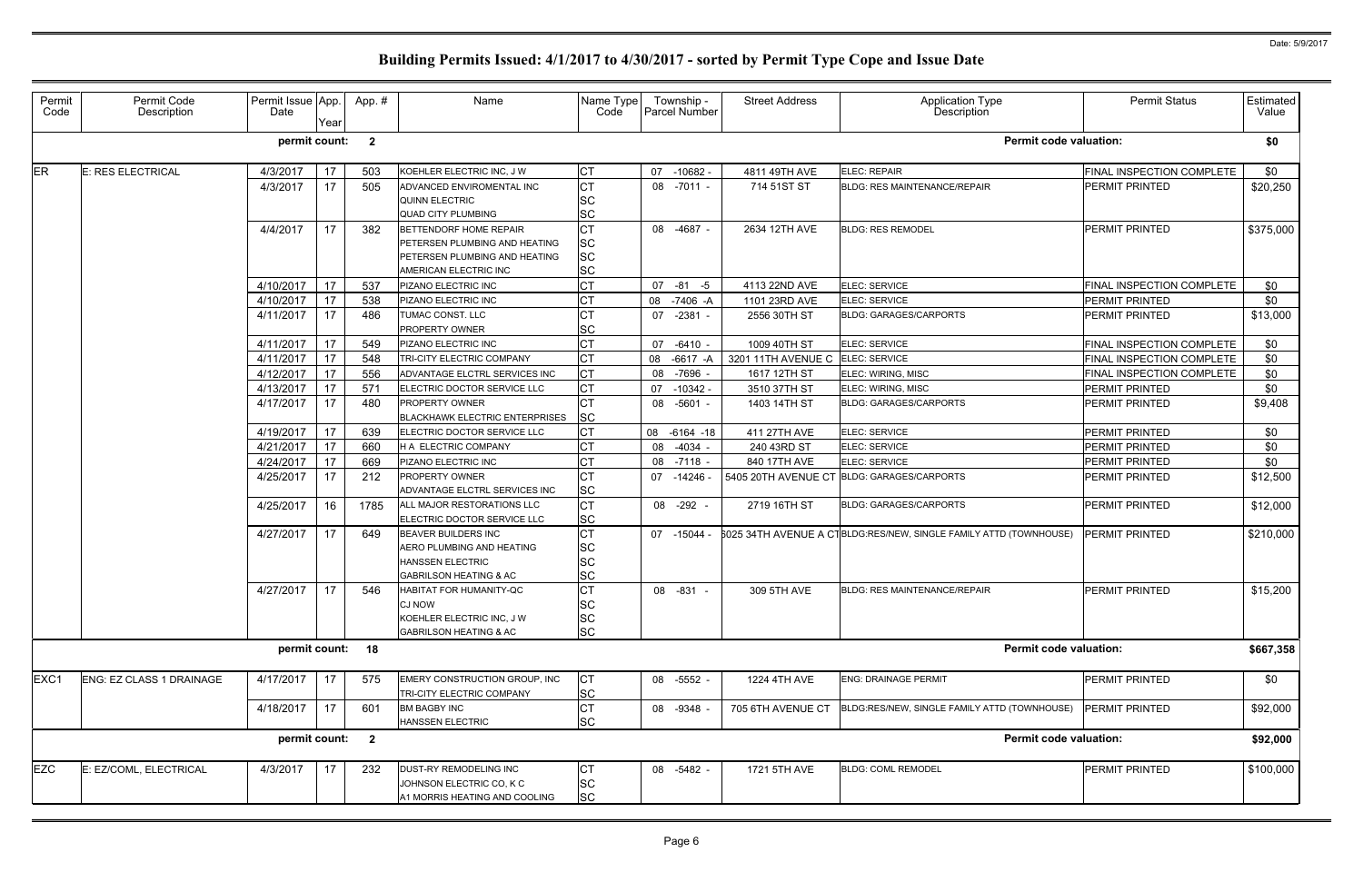# Building Permits Issued: 4/1/2017 to 4/30/2017 - sorted by Permit Type Cope and Issue Date

Date: 5/9/2017

| Permit Code | Permit Code Description | Permit Issue Date | App. Year | App. # | Name | Name Type Code | Township - Parcel Number | Street Address | Application Type Description | Permit Status | Estimated Value |
|---|---|---|---|---|---|---|---|---|---|---|---|
| | | permit count: | | 2 | | | | | Permit code valuation: | | $0 |
| ER | E: RES ELECTRICAL | 4/3/2017 | 17 | 503 | KOEHLER ELECTRIC INC, J W | CT | 07 -10682 - | 4811 49TH AVE | ELEC: REPAIR | FINAL INSPECTION COMPLETE | $0 |
| | | 4/3/2017 | 17 | 505 | ADVANCED ENVIROMENTAL INC<br>QUINN ELECTRIC<br>QUAD CITY PLUMBING | CT<br>SC<br>SC | 08 -7011 - | 714 51ST ST | BLDG: RES MAINTENANCE/REPAIR | PERMIT PRINTED | $20,250 |
| | | 4/4/2017 | 17 | 382 | BETTENDORF HOME REPAIR<br>PETERSEN PLUMBING AND HEATING<br>PETERSEN PLUMBING AND HEATING<br>AMERICAN ELECTRIC INC | CT<br>SC<br>SC<br>SC | 08 -4687 - | 2634 12TH AVE | BLDG: RES REMODEL | PERMIT PRINTED | $375,000 |
| | | 4/10/2017 | 17 | 537 | PIZANO ELECTRIC INC | CT | 07 -81 -5 | 4113 22ND AVE | ELEC: SERVICE | FINAL INSPECTION COMPLETE | $0 |
| | | 4/10/2017 | 17 | 538 | PIZANO ELECTRIC INC | CT | 08 -7406 -A | 1101 23RD AVE | ELEC: SERVICE | PERMIT PRINTED | $0 |
| | | 4/11/2017 | 17 | 486 | TUMAC CONST. LLC<br>PROPERTY OWNER | CT<br>SC | 07 -2381 - | 2556 30TH ST | BLDG: GARAGES/CARPORTS | PERMIT PRINTED | $13,000 |
| | | 4/11/2017 | 17 | 549 | PIZANO ELECTRIC INC | CT | 07 -6410 - | 1009 40TH ST | ELEC: SERVICE | FINAL INSPECTION COMPLETE | $0 |
| | | 4/11/2017 | 17 | 548 | TRI-CITY ELECTRIC COMPANY | CT | 08 -6617 -A | 3201 11TH AVENUE C | ELEC: SERVICE | FINAL INSPECTION COMPLETE | $0 |
| | | 4/12/2017 | 17 | 556 | ADVANTAGE ELCTRL SERVICES INC | CT | 08 -7696 - | 1617 12TH ST | ELEC: WIRING, MISC | FINAL INSPECTION COMPLETE | $0 |
| | | 4/13/2017 | 17 | 571 | ELECTRIC DOCTOR SERVICE LLC | CT | 07 -10342 - | 3510 37TH ST | ELEC: WIRING, MISC | PERMIT PRINTED | $0 |
| | | 4/17/2017 | 17 | 480 | PROPERTY OWNER<br>BLACKHAWK ELECTRIC ENTERPRISES | CT<br>SC | 08 -5601 - | 1403 14TH ST | BLDG: GARAGES/CARPORTS | PERMIT PRINTED | $9,408 |
| | | 4/19/2017 | 17 | 639 | ELECTRIC DOCTOR SERVICE LLC | CT | 08 -6164 -18 | 411 27TH AVE | ELEC: SERVICE | PERMIT PRINTED | $0 |
| | | 4/21/2017 | 17 | 660 | H A ELECTRIC COMPANY | CT | 08 -4034 - | 240 43RD ST | ELEC: SERVICE | PERMIT PRINTED | $0 |
| | | 4/24/2017 | 17 | 669 | PIZANO ELECTRIC INC | CT | 08 -7118 - | 840 17TH AVE | ELEC: SERVICE | PERMIT PRINTED | $0 |
| | | 4/25/2017 | 17 | 212 | PROPERTY OWNER<br>ADVANTAGE ELCTRL SERVICES INC | CT<br>SC | 07 -14246 - | 5405 20TH AVENUE CT | BLDG: GARAGES/CARPORTS | PERMIT PRINTED | $12,500 |
| | | 4/25/2017 | 16 | 1785 | ALL MAJOR RESTORATIONS LLC<br>ELECTRIC DOCTOR SERVICE LLC | CT<br>SC | 08 -292 - | 2719 16TH ST | BLDG: GARAGES/CARPORTS | PERMIT PRINTED | $12,000 |
| | | 4/27/2017 | 17 | 649 | BEAVER BUILDERS INC<br>AERO PLUMBING AND HEATING<br>HANSSEN ELECTRIC<br>GABRILSON HEATING & AC | CT<br>SC<br>SC<br>SC | 07 -15044 - | 5025 34TH AVENUE A CT | BLDG:RES/NEW, SINGLE FAMILY ATTD (TOWNHOUSE) | PERMIT PRINTED | $210,000 |
| | | 4/27/2017 | 17 | 546 | HABITAT FOR HUMANITY-QC<br>CJ NOW<br>KOEHLER ELECTRIC INC, J W<br>GABRILSON HEATING & AC | CT<br>SC<br>SC<br>SC | 08 -831 - | 309 5TH AVE | BLDG: RES MAINTENANCE/REPAIR | PERMIT PRINTED | $15,200 |
| | | permit count: | | 18 | | | | | Permit code valuation: | | $667,358 |
| EXC1 | ENG: EZ CLASS 1 DRAINAGE | 4/17/2017 | 17 | 575 | EMERY CONSTRUCTION GROUP, INC<br>TRI-CITY ELECTRIC COMPANY | CT<br>SC | 08 -5552 - | 1224 4TH AVE | ENG: DRAINAGE PERMIT | PERMIT PRINTED | $0 |
| | | 4/18/2017 | 17 | 601 | BM BAGBY INC<br>HANSSEN ELECTRIC | CT<br>SC | 08 -9348 - | 705 6TH AVENUE CT | BLDG:RES/NEW, SINGLE FAMILY ATTD (TOWNHOUSE) | PERMIT PRINTED | $92,000 |
| | | permit count: | | 2 | | | | | Permit code valuation: | | $92,000 |
| EZC | E: EZ/COML, ELECTRICAL | 4/3/2017 | 17 | 232 | DUST-RY REMODELING INC<br>JOHNSON ELECTRIC CO, K C<br>A1 MORRIS HEATING AND COOLING | CT<br>SC<br>SC | 08 -5482 - | 1721 5TH AVE | BLDG: COML REMODEL | PERMIT PRINTED | $100,000 |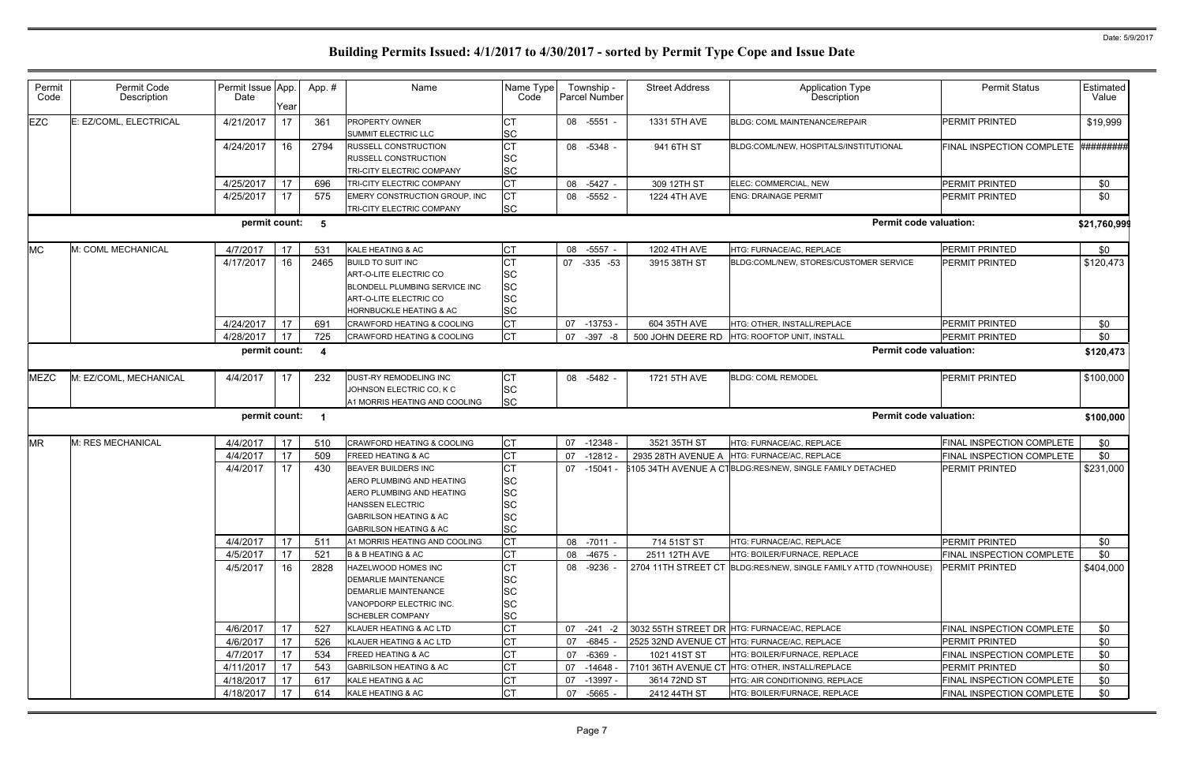# Building Permits Issued: 4/1/2017 to 4/30/2017 - sorted by Permit Type Cope and Issue Date

Date: 5/9/2017

| Permit Code | Permit Code Description | Permit Issue Date | App. Year | App. # | Name | Name Type Code | Township - Parcel Number | Street Address | Application Type Description | Permit Status | Estimated Value |
|---|---|---|---|---|---|---|---|---|---|---|---|
| EZC | E: EZ/COML, ELECTRICAL | 4/21/2017 | 17 | 361 | PROPERTY OWNER<br>SUMMIT ELECTRIC LLC | CT<br>SC | 08 -5551 - | 1331 5TH AVE | BLDG: COML MAINTENANCE/REPAIR | PERMIT PRINTED | $19,999 |
| | | 4/24/2017 | 16 | 2794 | RUSSELL CONSTRUCTION<br>RUSSELL CONSTRUCTION<br>TRI-CITY ELECTRIC COMPANY | CT<br>SC<br>SC | 08 -5348 - | 941 6TH ST | BLDG:COML/NEW, HOSPITALS/INSTITUTIONAL | FINAL INSPECTION COMPLETE | ######### |
| | | 4/25/2017 | 17 | 696 | TRI-CITY ELECTRIC COMPANY | CT | 08 -5427 - | 309 12TH ST | ELEC: COMMERCIAL, NEW | PERMIT PRINTED | $0 |
| | | 4/25/2017 | 17 | 575 | EMERY CONSTRUCTION GROUP, INC<br>TRI-CITY ELECTRIC COMPANY | CT<br>SC | 08 -5552 - | 1224 4TH AVE | ENG: DRAINAGE PERMIT | PERMIT PRINTED | $0 |
| | | **permit count:** | | **5** | | | | | **Permit code valuation:** | | **$21,760,999** |
| MC | M: COML MECHANICAL | 4/7/2017 | 17 | 531 | KALE HEATING & AC | CT | 08 -5557 - | 1202 4TH AVE | HTG: FURNACE/AC, REPLACE | PERMIT PRINTED | $0 |
| | | 4/17/2017 | 16 | 2465 | BUILD TO SUIT INC<br>ART-O-LITE ELECTRIC CO<br>BLONDELL PLUMBING SERVICE INC<br>ART-O-LITE ELECTRIC CO<br>HORNBUCKLE HEATING & AC | CT<br>SC<br>SC<br>SC<br>SC | 07 -335 -53 | 3915 38TH ST | BLDG:COML/NEW, STORES/CUSTOMER SERVICE | PERMIT PRINTED | $120,473 |
| | | 4/24/2017 | 17 | 691 | CRAWFORD HEATING & COOLING | CT | 07 -13753 - | 604 35TH AVE | HTG: OTHER, INSTALL/REPLACE | PERMIT PRINTED | $0 |
| | | 4/28/2017 | 17 | 725 | CRAWFORD HEATING & COOLING | CT | 07 -397 -8 | 500 JOHN DEERE RD | HTG: ROOFTOP UNIT, INSTALL | PERMIT PRINTED | $0 |
| | | **permit count:** | | **4** | | | | | **Permit code valuation:** | | **$120,473** |
| MEZC | M: EZ/COML, MECHANICAL | 4/4/2017 | 17 | 232 | DUST-RY REMODELING INC<br>JOHNSON ELECTRIC CO, K C<br>A1 MORRIS HEATING AND COOLING | CT<br>SC<br>SC | 08 -5482 - | 1721 5TH AVE | BLDG: COML REMODEL | PERMIT PRINTED | $100,000 |
| | | **permit count:** | | **1** | | | | | **Permit code valuation:** | | **$100,000** |
| MR | M: RES MECHANICAL | 4/4/2017 | 17 | 510 | CRAWFORD HEATING & COOLING | CT | 07 -12348 - | 3521 35TH ST | HTG: FURNACE/AC, REPLACE | FINAL INSPECTION COMPLETE | $0 |
| | | 4/4/2017 | 17 | 509 | FREED HEATING & AC | CT | 07 -12812 - | 2935 28TH AVENUE A | HTG: FURNACE/AC, REPLACE | FINAL INSPECTION COMPLETE | $0 |
| | | 4/4/2017 | 17 | 430 | BEAVER BUILDERS INC<br>AERO PLUMBING AND HEATING<br>AERO PLUMBING AND HEATING<br>HANSSEN ELECTRIC<br>GABRILSON HEATING & AC<br>GABRILSON HEATING & AC | CT<br>SC<br>SC<br>SC<br>SC<br>SC | 07 -15041 - | 5105 34TH AVENUE A CT | BLDG:RES/NEW, SINGLE FAMILY DETACHED | PERMIT PRINTED | $231,000 |
| | | 4/4/2017 | 17 | 511 | A1 MORRIS HEATING AND COOLING | CT | 08 -7011 - | 714 51ST ST | HTG: FURNACE/AC, REPLACE | PERMIT PRINTED | $0 |
| | | 4/5/2017 | 17 | 521 | B & B HEATING & AC | CT | 08 -4675 - | 2511 12TH AVE | HTG: BOILER/FURNACE, REPLACE | FINAL INSPECTION COMPLETE | $0 |
| | | 4/5/2017 | 16 | 2828 | HAZELWOOD HOMES INC<br>DEMARLIE MAINTENANCE<br>DEMARLIE MAINTENANCE<br>VANOPDORP ELECTRIC INC.<br>SCHEBLER COMPANY | CT<br>SC<br>SC<br>SC<br>SC | 08 -9236 - | 2704 11TH STREET CT | BLDG:RES/NEW, SINGLE FAMILY ATTD (TOWNHOUSE) | PERMIT PRINTED | $404,000 |
| | | 4/6/2017 | 17 | 527 | KLAUER HEATING & AC LTD | CT | 07 -241 -2 | 3032 55TH STREET DR | HTG: FURNACE/AC, REPLACE | FINAL INSPECTION COMPLETE | $0 |
| | | 4/6/2017 | 17 | 526 | KLAUER HEATING & AC LTD | CT | 07 -6845 - | 2525 32ND AVENUE CT | HTG: FURNACE/AC, REPLACE | PERMIT PRINTED | $0 |
| | | 4/7/2017 | 17 | 534 | FREED HEATING & AC | CT | 07 -6369 - | 1021 41ST ST | HTG: BOILER/FURNACE, REPLACE | FINAL INSPECTION COMPLETE | $0 |
| | | 4/11/2017 | 17 | 543 | GABRILSON HEATING & AC | CT | 07 -14648 - | 7101 36TH AVENUE CT | HTG: OTHER, INSTALL/REPLACE | PERMIT PRINTED | $0 |
| | | 4/18/2017 | 17 | 617 | KALE HEATING & AC | CT | 07 -13997 - | 3614 72ND ST | HTG: AIR CONDITIONING, REPLACE | FINAL INSPECTION COMPLETE | $0 |
| | | 4/18/2017 | 17 | 614 | KALE HEATING & AC | CT | 07 -5665 - | 2412 44TH ST | HTG: BOILER/FURNACE, REPLACE | FINAL INSPECTION COMPLETE | $0 |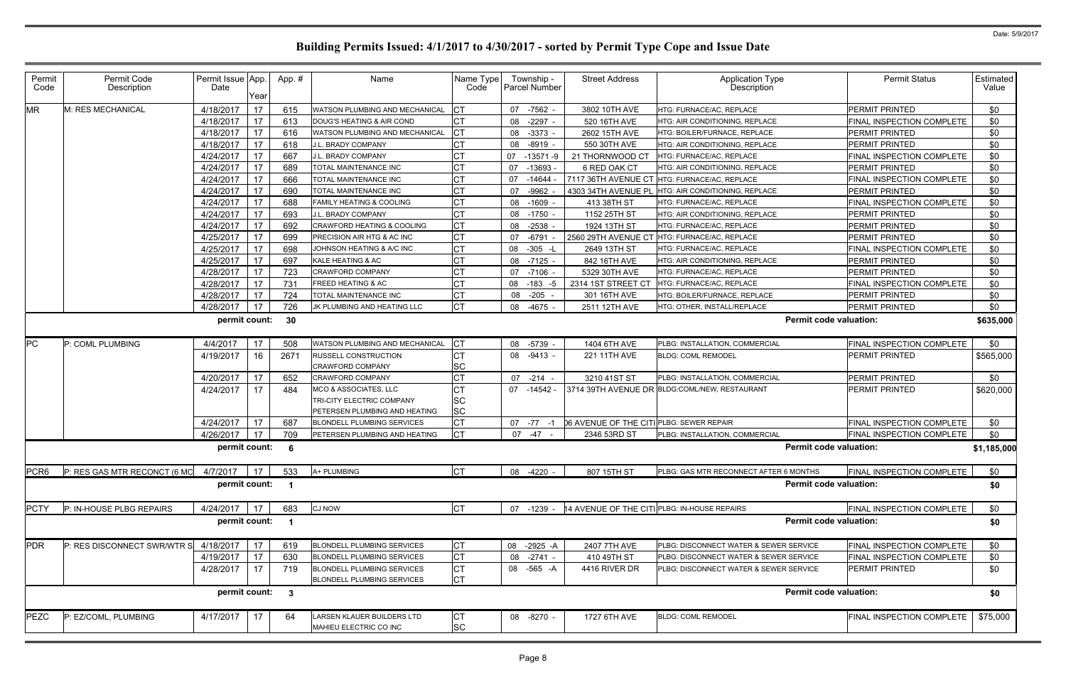# Building Permits Issued: 4/1/2017 to 4/30/2017 - sorted by Permit Type Cope and Issue Date

Date: 5/9/2017

| Permit Code | Permit Code Description | Permit Issue Date | App. Year | App. # | Name | Name Type Code | Township - Parcel Number | Street Address | Application Type Description | Permit Status | Estimated Value |
|---|---|---|---|---|---|---|---|---|---|---|---|
| MR | M: RES MECHANICAL | 4/18/2017 | 17 | 615 | WATSON PLUMBING AND MECHANICAL | CT | 07 -7562 - | 3802 10TH AVE | HTG: FURNACE/AC, REPLACE | PERMIT PRINTED | $0 |
| | | 4/18/2017 | 17 | 613 | DOUG'S HEATING & AIR COND | CT | 08 -2297 - | 520 16TH AVE | HTG: AIR CONDITIONING, REPLACE | FINAL INSPECTION COMPLETE | $0 |
| | | 4/18/2017 | 17 | 616 | WATSON PLUMBING AND MECHANICAL | CT | 08 -3373 - | 2602 15TH AVE | HTG: BOILER/FURNACE, REPLACE | PERMIT PRINTED | $0 |
| | | 4/18/2017 | 17 | 618 | J.L. BRADY COMPANY | CT | 08 -8919 - | 550 30TH AVE | HTG: AIR CONDITIONING, REPLACE | PERMIT PRINTED | $0 |
| | | 4/24/2017 | 17 | 667 | J.L. BRADY COMPANY | CT | 07 -13571 -9 | 21 THORNWOOD CT | HTG: FURNACE/AC, REPLACE | FINAL INSPECTION COMPLETE | $0 |
| | | 4/24/2017 | 17 | 689 | TOTAL MAINTENANCE INC | CT | 07 -13693 - | 6 RED OAK CT | HTG: AIR CONDITIONING, REPLACE | PERMIT PRINTED | $0 |
| | | 4/24/2017 | 17 | 666 | TOTAL MAINTENANCE INC | CT | 07 -14644 - | 7117 36TH AVENUE CT | HTG: FURNACE/AC, REPLACE | FINAL INSPECTION COMPLETE | $0 |
| | | 4/24/2017 | 17 | 690 | TOTAL MAINTENANCE INC | CT | 07 -9962 - | 4303 34TH AVENUE PL | HTG: AIR CONDITIONING, REPLACE | PERMIT PRINTED | $0 |
| | | 4/24/2017 | 17 | 688 | FAMILY HEATING & COOLING | CT | 08 -1609 - | 413 38TH ST | HTG: FURNACE/AC, REPLACE | FINAL INSPECTION COMPLETE | $0 |
| | | 4/24/2017 | 17 | 693 | J.L. BRADY COMPANY | CT | 08 -1750 - | 1152 25TH ST | HTG: AIR CONDITIONING, REPLACE | PERMIT PRINTED | $0 |
| | | 4/24/2017 | 17 | 692 | CRAWFORD HEATING & COOLING | CT | 08 -2538 - | 1924 13TH ST | HTG: FURNACE/AC, REPLACE | PERMIT PRINTED | $0 |
| | | 4/25/2017 | 17 | 699 | PRECISION AIR HTG & AC INC | CT | 07 -6791 - | 2560 29TH AVENUE CT | HTG: FURNACE/AC, REPLACE | PERMIT PRINTED | $0 |
| | | 4/25/2017 | 17 | 698 | JOHNSON HEATING & A/C INC | CT | 08 -305 -L | 2649 13TH ST | HTG: FURNACE/AC, REPLACE | FINAL INSPECTION COMPLETE | $0 |
| | | 4/25/2017 | 17 | 697 | KALE HEATING & AC | CT | 08 -7125 - | 842 16TH AVE | HTG: AIR CONDITIONING, REPLACE | PERMIT PRINTED | $0 |
| | | 4/28/2017 | 17 | 723 | CRAWFORD COMPANY | CT | 07 -7106 - | 5329 30TH AVE | HTG: FURNACE/AC, REPLACE | PERMIT PRINTED | $0 |
| | | 4/28/2017 | 17 | 731 | FREED HEATING & AC | CT | 08 -183 -5 | 2314 1ST STREET CT | HTG: FURNACE/AC, REPLACE | FINAL INSPECTION COMPLETE | $0 |
| | | 4/28/2017 | 17 | 724 | TOTAL MAINTENANCE INC | CT | 08 -205 - | 301 16TH AVE | HTG: BOILER/FURNACE, REPLACE | PERMIT PRINTED | $0 |
| | | 4/28/2017 | 17 | 726 | JK PLUMBING AND HEATING LLC | CT | 08 -4675 - | 2511 12TH AVE | HTG: OTHER, INSTALL/REPLACE | PERMIT PRINTED | $0 |
| | | permit count: | | 30 | | | | | Permit code valuation: | | $635,000 |
| PC | P: COML PLUMBING | 4/4/2017 | 17 | 508 | WATSON PLUMBING AND MECHANICAL | CT | 08 -5739 - | 1404 6TH AVE | PLBG: INSTALLATION, COMMERCIAL | FINAL INSPECTION COMPLETE | $0 |
| | | 4/19/2017 | 16 | 2671 | RUSSELL CONSTRUCTION<br>CRAWFORD COMPANY | CT<br>SC | 08 -9413 - | 221 11TH AVE | BLDG: COML REMODEL | PERMIT PRINTED | $565,000 |
| | | 4/20/2017 | 17 | 652 | CRAWFORD COMPANY | CT | 07 -214 - | 3210 41ST ST | PLBG: INSTALLATION, COMMERCIAL | PERMIT PRINTED | $0 |
| | | 4/24/2017 | 17 | 484 | MCO & ASSOCIATES, LLC<br>TRI-CITY ELECTRIC COMPANY<br>PETERSEN PLUMBING AND HEATING | CT<br>SC<br>SC | 07 -14542 - | 3714 39TH AVENUE DR | BLDG:COML/NEW, RESTAURANT | PERMIT PRINTED | $620,000 |
| | | 4/24/2017 | 17 | 687 | BLONDELL PLUMBING SERVICES | CT | 07 -77 -1 | 06 AVENUE OF THE CITI | PLBG: SEWER REPAIR | FINAL INSPECTION COMPLETE | $0 |
| | | 4/26/2017 | 17 | 709 | PETERSEN PLUMBING AND HEATING | CT | 07 -47 - | 2346 53RD ST | PLBG: INSTALLATION, COMMERCIAL | FINAL INSPECTION COMPLETE | $0 |
| | | permit count: | | 6 | | | | | Permit code valuation: | | $1,185,000 |
| PCR6 | P: RES GAS MTR RECONCT (6 MO | 4/7/2017 | 17 | 533 | A+ PLUMBING | CT | 08 -4220 - | 807 15TH ST | PLBG: GAS MTR RECONNECT AFTER 6 MONTHS | FINAL INSPECTION COMPLETE | $0 |
| | | permit count: | | 1 | | | | | Permit code valuation: | | $0 |
| PCTY | P: IN-HOUSE PLBG REPAIRS | 4/24/2017 | 17 | 683 | CJ NOW | CT | 07 -1239 - | 14 AVENUE OF THE CITI | PLBG: IN-HOUSE REPAIRS | FINAL INSPECTION COMPLETE | $0 |
| | | permit count: | | 1 | | | | | Permit code valuation: | | $0 |
| PDR | P: RES DISCONNECT SWR/WTR S | 4/18/2017 | 17 | 619 | BLONDELL PLUMBING SERVICES | CT | 08 -2925 -A | 2407 7TH AVE | PLBG: DISCONNECT WATER & SEWER SERVICE | FINAL INSPECTION COMPLETE | $0 |
| | | 4/19/2017 | 17 | 630 | BLONDELL PLUMBING SERVICES | CT | 08 -2741 - | 410 49TH ST | PLBG: DISCONNECT WATER & SEWER SERVICE | FINAL INSPECTION COMPLETE | $0 |
| | | 4/28/2017 | 17 | 719 | BLONDELL PLUMBING SERVICES<br>BLONDELL PLUMBING SERVICES | CT<br>CT | 08 -565 -A | 4416 RIVER DR | PLBG: DISCONNECT WATER & SEWER SERVICE | PERMIT PRINTED | $0 |
| | | permit count: | | 3 | | | | | Permit code valuation: | | $0 |
| PEZC | P: EZ/COML, PLUMBING | 4/17/2017 | 17 | 64 | LARSEN KLAUER BUILDERS LTD<br>MAHIEU ELECTRIC CO INC | CT<br>SC | 08 -8270 - | 1727 6TH AVE | BLDG: COML REMODEL | FINAL INSPECTION COMPLETE | $75,000 |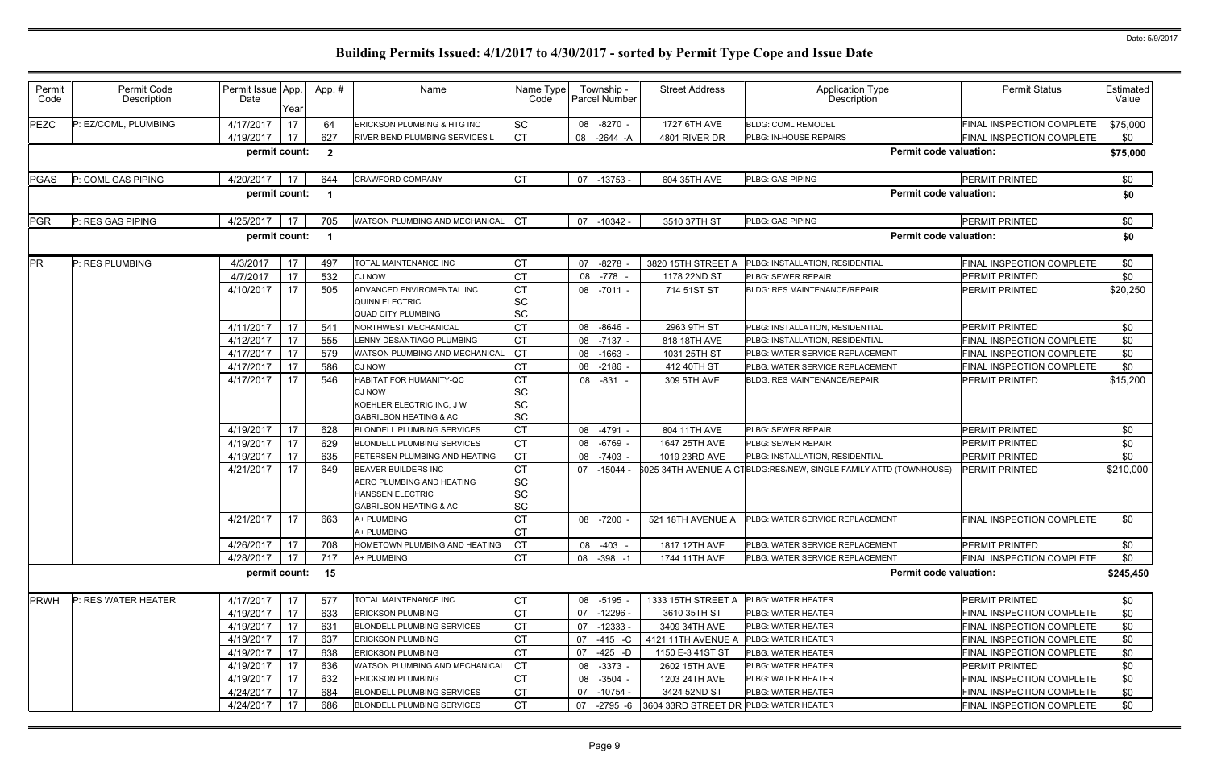# Building Permits Issued: 4/1/2017 to 4/30/2017 - sorted by Permit Type Cope and Issue Date

Date: 5/9/2017

| Permit Code | Permit Code Description | Permit Issue Date | App. Year | App. # | Name | Name Type Code | Township - Parcel Number | Street Address | Application Type Description | Permit Status | Estimated Value |
|---|---|---|---|---|---|---|---|---|---|---|---|
| PEZC | P: EZ/COML, PLUMBING | 4/17/2017 | 17 | 64 | ERICKSON PLUMBING & HTG INC | SC | 08 -8270 - | 1727 6TH AVE | BLDG: COML REMODEL | FINAL INSPECTION COMPLETE | $75,000 |
| | | 4/19/2017 | 17 | 627 | RIVER BEND PLUMBING SERVICES L | CT | 08 -2644 -A | 4801 RIVER DR | PLBG: IN-HOUSE REPAIRS | FINAL INSPECTION COMPLETE | $0 |
| | | permit count: | | 2 | | | | | Permit code valuation: | | $75,000 |
| PGAS | P: COML GAS PIPING | 4/20/2017 | 17 | 644 | CRAWFORD COMPANY | CT | 07 -13753 - | 604 35TH AVE | PLBG: GAS PIPING | PERMIT PRINTED | $0 |
| | | permit count: | | 1 | | | | | Permit code valuation: | | $0 |
| PGR | P: RES GAS PIPING | 4/25/2017 | 17 | 705 | WATSON PLUMBING AND MECHANICAL | CT | 07 -10342 - | 3510 37TH ST | PLBG: GAS PIPING | PERMIT PRINTED | $0 |
| | | permit count: | | 1 | | | | | Permit code valuation: | | $0 |
| PR | P: RES PLUMBING | 4/3/2017 | 17 | 497 | TOTAL MAINTENANCE INC | CT | 07 -8278 - | 3820 15TH STREET A | PLBG: INSTALLATION, RESIDENTIAL | FINAL INSPECTION COMPLETE | $0 |
| | | 4/7/2017 | 17 | 532 | CJ NOW | CT | 08 -778 - | 1178 22ND ST | PLBG: SEWER REPAIR | PERMIT PRINTED | $0 |
| | | 4/10/2017 | 17 | 505 | ADVANCED ENVIROMENTAL INC<br>QUINN ELECTRIC<br>QUAD CITY PLUMBING | CT<br>SC<br>SC | 08 -7011 - | 714 51ST ST | BLDG: RES MAINTENANCE/REPAIR | PERMIT PRINTED | $20,250 |
| | | 4/11/2017 | 17 | 541 | NORTHWEST MECHANICAL | CT | 08 -8646 - | 2963 9TH ST | PLBG: INSTALLATION, RESIDENTIAL | PERMIT PRINTED | $0 |
| | | 4/12/2017 | 17 | 555 | LENNY DESANTIAGO PLUMBING | CT | 08 -7137 - | 818 18TH AVE | PLBG: INSTALLATION, RESIDENTIAL | FINAL INSPECTION COMPLETE | $0 |
| | | 4/17/2017 | 17 | 579 | WATSON PLUMBING AND MECHANICAL | CT | 08 -1663 - | 1031 25TH ST | PLBG: WATER SERVICE REPLACEMENT | FINAL INSPECTION COMPLETE | $0 |
| | | 4/17/2017 | 17 | 586 | CJ NOW | CT | 08 -2186 - | 412 40TH ST | PLBG: WATER SERVICE REPLACEMENT | FINAL INSPECTION COMPLETE | $0 |
| | | 4/17/2017 | 17 | 546 | HABITAT FOR HUMANITY-QC<br>CJ NOW<br>KOEHLER ELECTRIC INC, J W<br>GABRILSON HEATING & AC | CT<br>SC<br>SC<br>SC | 08 -831 - | 309 5TH AVE | BLDG: RES MAINTENANCE/REPAIR | PERMIT PRINTED | $15,200 |
| | | 4/19/2017 | 17 | 628 | BLONDELL PLUMBING SERVICES | CT | 08 -4791 - | 804 11TH AVE | PLBG: SEWER REPAIR | PERMIT PRINTED | $0 |
| | | 4/19/2017 | 17 | 629 | BLONDELL PLUMBING SERVICES | CT | 08 -6769 - | 1647 25TH AVE | PLBG: SEWER REPAIR | PERMIT PRINTED | $0 |
| | | 4/19/2017 | 17 | 635 | PETERSEN PLUMBING AND HEATING | CT | 08 -7403 - | 1019 23RD AVE | PLBG: INSTALLATION, RESIDENTIAL | PERMIT PRINTED | $0 |
| | | 4/21/2017 | 17 | 649 | BEAVER BUILDERS INC<br>AERO PLUMBING AND HEATING<br>HANSSEN ELECTRIC<br>GABRILSON HEATING & AC | CT<br>SC<br>SC<br>SC | 07 -15044 - | 5025 34TH AVENUE A CT | BLDG:RES/NEW, SINGLE FAMILY ATTD (TOWNHOUSE) | PERMIT PRINTED | $210,000 |
| | | 4/21/2017 | 17 | 663 | A+ PLUMBING<br>A+ PLUMBING | CT<br>CT | 08 -7200 - | 521 18TH AVENUE A | PLBG: WATER SERVICE REPLACEMENT | FINAL INSPECTION COMPLETE | $0 |
| | | 4/26/2017 | 17 | 708 | HOMETOWN PLUMBING AND HEATING | CT | 08 -403 - | 1817 12TH AVE | PLBG: WATER SERVICE REPLACEMENT | PERMIT PRINTED | $0 |
| | | 4/28/2017 | 17 | 717 | A+ PLUMBING | CT | 08 -398 -1 | 1744 11TH AVE | PLBG: WATER SERVICE REPLACEMENT | FINAL INSPECTION COMPLETE | $0 |
| | | permit count: | | 15 | | | | | Permit code valuation: | | $245,450 |
| PRWH | P: RES WATER HEATER | 4/17/2017 | 17 | 577 | TOTAL MAINTENANCE INC | CT | 08 -5195 - | 1333 15TH STREET A | PLBG: WATER HEATER | PERMIT PRINTED | $0 |
| | | 4/19/2017 | 17 | 633 | ERICKSON PLUMBING | CT | 07 -12296 - | 3610 35TH ST | PLBG: WATER HEATER | FINAL INSPECTION COMPLETE | $0 |
| | | 4/19/2017 | 17 | 631 | BLONDELL PLUMBING SERVICES | CT | 07 -12333 - | 3409 34TH AVE | PLBG: WATER HEATER | FINAL INSPECTION COMPLETE | $0 |
| | | 4/19/2017 | 17 | 637 | ERICKSON PLUMBING | CT | 07 -415 -C | 4121 11TH AVENUE A | PLBG: WATER HEATER | FINAL INSPECTION COMPLETE | $0 |
| | | 4/19/2017 | 17 | 638 | ERICKSON PLUMBING | CT | 07 -425 -D | 1150 E-3 41ST ST | PLBG: WATER HEATER | FINAL INSPECTION COMPLETE | $0 |
| | | 4/19/2017 | 17 | 636 | WATSON PLUMBING AND MECHANICAL | CT | 08 -3373 - | 2602 15TH AVE | PLBG: WATER HEATER | PERMIT PRINTED | $0 |
| | | 4/19/2017 | 17 | 632 | ERICKSON PLUMBING | CT | 08 -3504 - | 1203 24TH AVE | PLBG: WATER HEATER | FINAL INSPECTION COMPLETE | $0 |
| | | 4/24/2017 | 17 | 684 | BLONDELL PLUMBING SERVICES | CT | 07 -10754 - | 3424 52ND ST | PLBG: WATER HEATER | FINAL INSPECTION COMPLETE | $0 |
| | | 4/24/2017 | 17 | 686 | BLONDELL PLUMBING SERVICES | CT | 07 -2795 -6 | 3604 33RD STREET DR | PLBG: WATER HEATER | FINAL INSPECTION COMPLETE | $0 |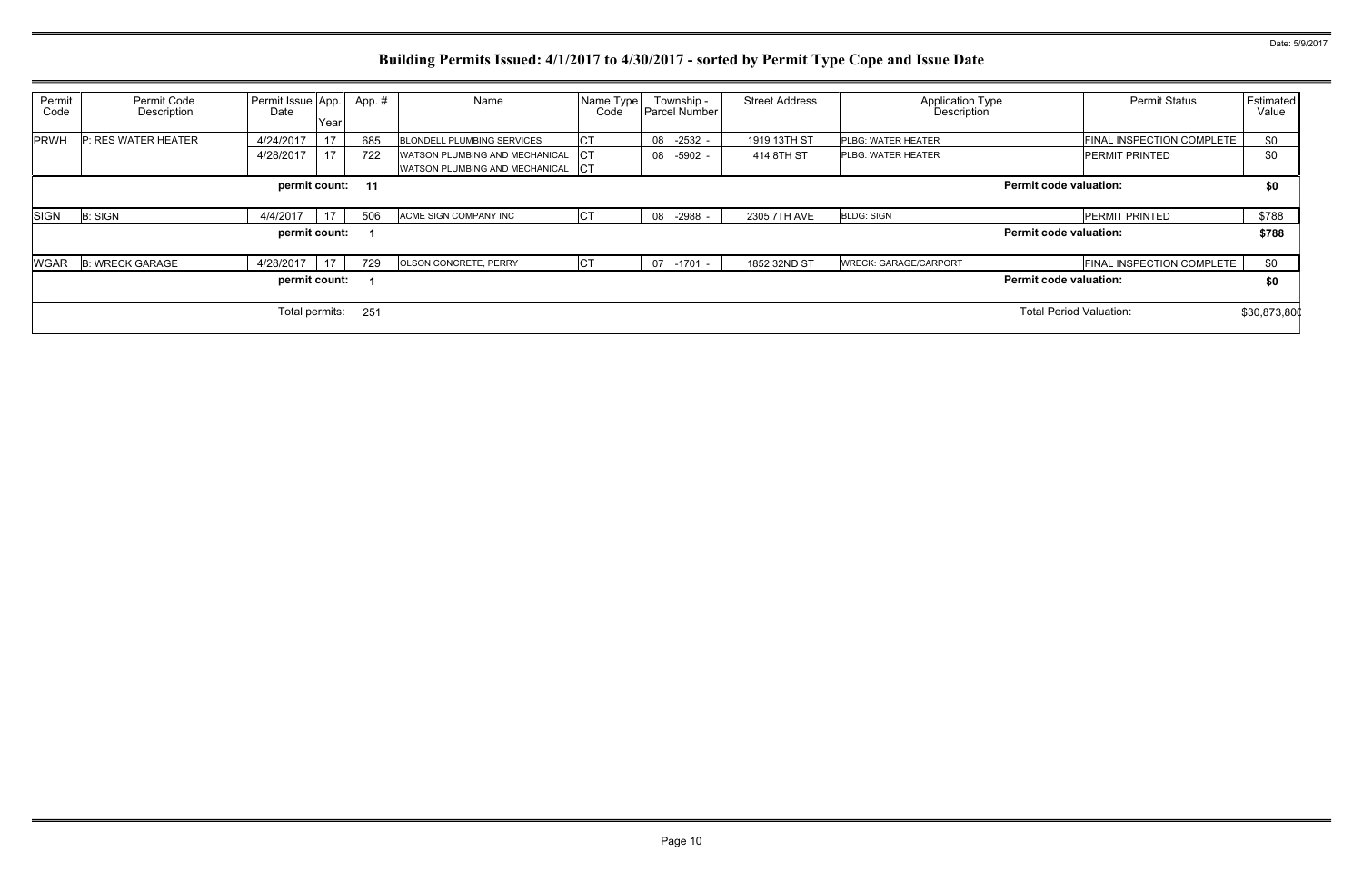Date: 5/9/2017

# Building Permits Issued: 4/1/2017 to 4/30/2017 - sorted by Permit Type Cope and Issue Date

| Permit Code | Permit Code Description | Permit Issue Date | App. Year | App. # | Name | Name Type Code | Township - Parcel Number | Street Address | Application Type Description | Permit Status | Estimated Value |
|---|---|---|---|---|---|---|---|---|---|---|---|
| PRWH | P: RES WATER HEATER | 4/24/2017 | 17 | 685 | BLONDELL PLUMBING SERVICES | CT | 08 -2532 - | 1919 13TH ST | PLBG: WATER HEATER | FINAL INSPECTION COMPLETE | $0 |
| | | 4/28/2017 | 17 | 722 | WATSON PLUMBING AND MECHANICAL<br>WATSON PLUMBING AND MECHANICAL | CT<br>CT | 08 -5902 - | 414 8TH ST | PLBG: WATER HEATER | PERMIT PRINTED | $0 |
| | | permit count: | | 11 | | | | | | Permit code valuation: | $0 |
| SIGN | B: SIGN | 4/4/2017 | 17 | 506 | ACME SIGN COMPANY INC | CT | 08 -2988 - | 2305 7TH AVE | BLDG: SIGN | PERMIT PRINTED | $788 |
| | | permit count: | | 1 | | | | | | Permit code valuation: | $788 |
| WGAR | B: WRECK GARAGE | 4/28/2017 | 17 | 729 | OLSON CONCRETE, PERRY | CT | 07 -1701 - | 1852 32ND ST | WRECK: GARAGE/CARPORT | FINAL INSPECTION COMPLETE | $0 |
| | | permit count: | | 1 | | | | | | Permit code valuation: | $0 |
| | | Total permits: | | 251 | | | | | | Total Period Valuation: | $30,873,800 |